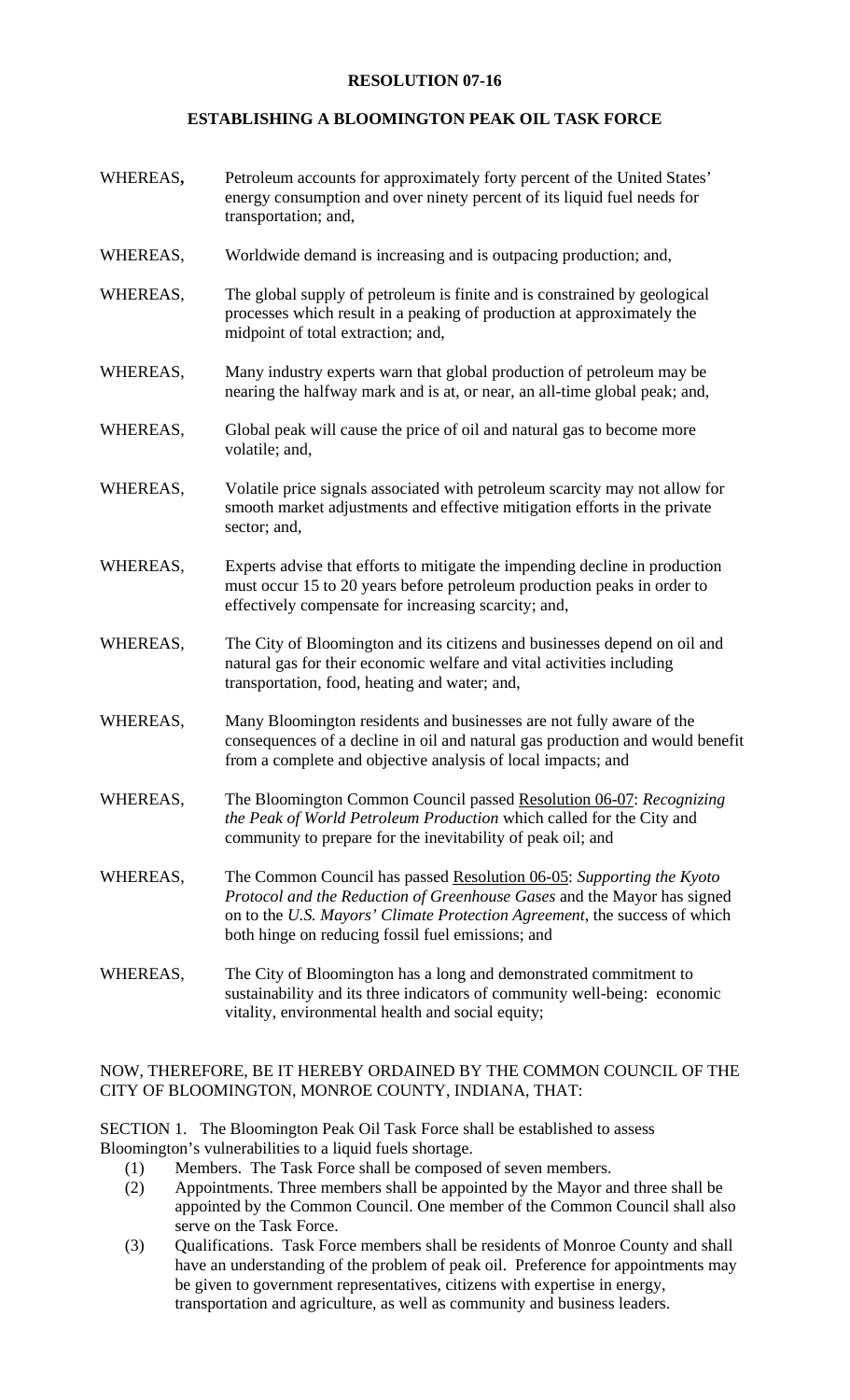# RESOLUTION 07-16

## ESTABLISHING A BLOOMINGTON PEAK OIL TASK FORCE

WHEREAS, Petroleum accounts for approximately forty percent of the United States' energy consumption and over ninety percent of its liquid fuel needs for transportation; and,

WHEREAS, Worldwide demand is increasing and is outpacing production; and,

WHEREAS, The global supply of petroleum is finite and is constrained by geological processes which result in a peaking of production at approximately the midpoint of total extraction; and,

WHEREAS, Many industry experts warn that global production of petroleum may be nearing the halfway mark and is at, or near, an all-time global peak; and,

WHEREAS, Global peak will cause the price of oil and natural gas to become more volatile; and,

WHEREAS, Volatile price signals associated with petroleum scarcity may not allow for smooth market adjustments and effective mitigation efforts in the private sector; and,

WHEREAS, Experts advise that efforts to mitigate the impending decline in production must occur 15 to 20 years before petroleum production peaks in order to effectively compensate for increasing scarcity; and,

WHEREAS, The City of Bloomington and its citizens and businesses depend on oil and natural gas for their economic welfare and vital activities including transportation, food, heating and water; and,

WHEREAS, Many Bloomington residents and businesses are not fully aware of the consequences of a decline in oil and natural gas production and would benefit from a complete and objective analysis of local impacts; and

WHEREAS, The Bloomington Common Council passed Resolution 06-07: *Recognizing the Peak of World Petroleum Production* which called for the City and community to prepare for the inevitability of peak oil; and

WHEREAS, The Common Council has passed Resolution 06-05: *Supporting the Kyoto Protocol and the Reduction of Greenhouse Gases* and the Mayor has signed on to the *U.S. Mayors' Climate Protection Agreement*, the success of which both hinge on reducing fossil fuel emissions; and

WHEREAS, The City of Bloomington has a long and demonstrated commitment to sustainability and its three indicators of community well-being: economic vitality, environmental health and social equity;

NOW, THEREFORE, BE IT HEREBY ORDAINED BY THE COMMON COUNCIL OF THE CITY OF BLOOMINGTON, MONROE COUNTY, INDIANA, THAT:

SECTION 1. The Bloomington Peak Oil Task Force shall be established to assess Bloomington's vulnerabilities to a liquid fuels shortage.

(1) Members. The Task Force shall be composed of seven members.

(2) Appointments. Three members shall be appointed by the Mayor and three shall be appointed by the Common Council. One member of the Common Council shall also serve on the Task Force.

(3) Qualifications. Task Force members shall be residents of Monroe County and shall have an understanding of the problem of peak oil. Preference for appointments may be given to government representatives, citizens with expertise in energy, transportation and agriculture, as well as community and business leaders.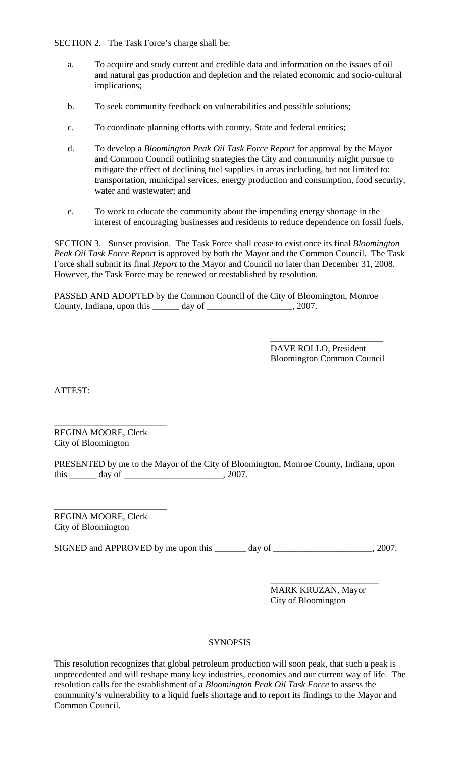SECTION 2. The Task Force's charge shall be:

a. To acquire and study current and credible data and information on the issues of oil and natural gas production and depletion and the related economic and socio-cultural implications;

b. To seek community feedback on vulnerabilities and possible solutions;

c. To coordinate planning efforts with county, State and federal entities;

d. To develop a *Bloomington Peak Oil Task Force Report* for approval by the Mayor and Common Council outlining strategies the City and community might pursue to mitigate the effect of declining fuel supplies in areas including, but not limited to: transportation, municipal services, energy production and consumption, food security, water and wastewater; and

e. To work to educate the community about the impending energy shortage in the interest of encouraging businesses and residents to reduce dependence on fossil fuels.

SECTION 3. Sunset provision. The Task Force shall cease to exist once its final *Bloomington Peak Oil Task Force Report* is approved by both the Mayor and the Common Council. The Task Force shall submit its final *Report* to the Mayor and Council no later than December 31, 2008. However, the Task Force may be renewed or reestablished by resolution.

PASSED AND ADOPTED by the Common Council of the City of Bloomington, Monroe County, Indiana, upon this ______ day of ___________________, 2007.

_________________________
DAVE ROLLO, President
Bloomington Common Council

ATTEST:

_________________________
REGINA MOORE, Clerk
City of Bloomington

PRESENTED by me to the Mayor of the City of Bloomington, Monroe County, Indiana, upon this ______ day of ______________________, 2007.

_________________________
REGINA MOORE, Clerk
City of Bloomington

SIGNED and APPROVED by me upon this _______ day of ______________________, 2007.

_________________________
MARK KRUZAN, Mayor
City of Bloomington

SYNOPSIS

This resolution recognizes that global petroleum production will soon peak, that such a peak is unprecedented and will reshape many key industries, economies and our current way of life. The resolution calls for the establishment of a *Bloomington Peak Oil Task Force* to assess the community's vulnerability to a liquid fuels shortage and to report its findings to the Mayor and Common Council.